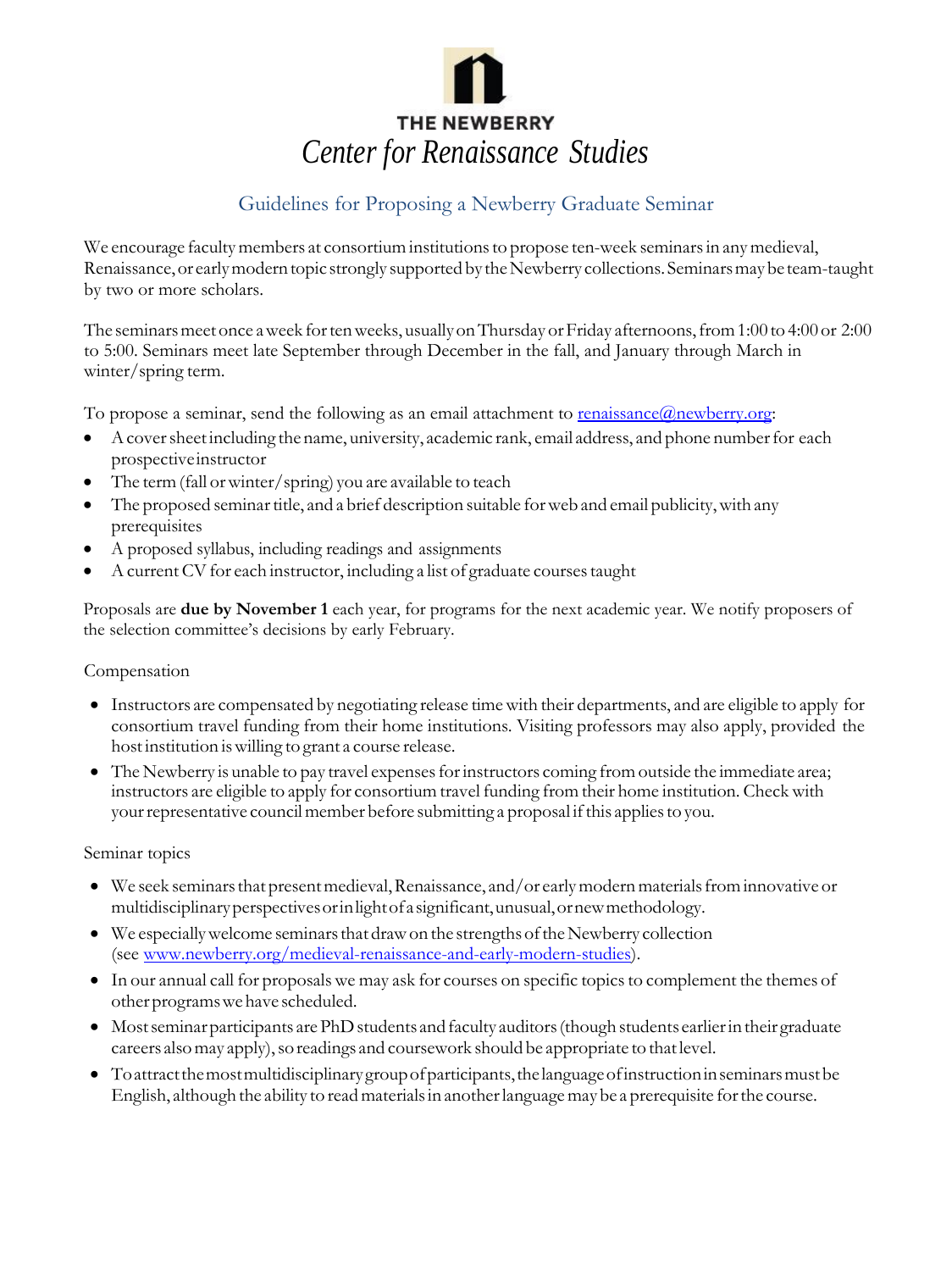# THE NEWBERRY

# *Center for Renaissance Studies*

## Guidelines for Proposing a Newberry Graduate Seminar

We encourage faculty members at consortium institutions to propose ten-week seminars in any medieval, Renaissance, or early modern topic strongly supported by the Newberry collections. Seminars may be team-taught by two or more scholars.

The seminars meet once a week for ten weeks, usually on Thursday or Friday afternoons, from 1:00 to 4:00 or 2:00 to 5:00. Seminars meet late September through December in the fall, and January through March in winter/spring term.

To propose a seminar, send the following as an email attachment to [renaissance@newberry.org](mailto:renaissance@newberry.org):

- A cover sheet including the name, university, academic rank, email address, and phone number for each prospective instructor
- The term (fall or winter/spring) you are available to teach
- The proposed seminar title, and a brief description suitable for web and email publicity, with any prerequisites
- A proposed syllabus, including readings and assignments
- A current CV for each instructor, including a list of graduate courses taught

Proposals are **due by November 1** each year, for programs for the next academic year. We notify proposers of the selection committee's decisions by early February.

### Compensation

- Instructors are compensated by negotiating release time with their departments, and are eligible to apply for consortium travel funding from their home institutions. Visiting professors may also apply, provided the host institution is willing to grant a course release.
- The Newberry is unable to pay travel expenses for instructors coming from outside the immediate area; instructors are eligible to apply for consortium travel funding from their home institution. Check with your representative council member before submitting a proposal if this applies to you.

### Seminar topics

- We seek seminars that present medieval, Renaissance, and/or early modern materials from innovative or multidisciplinary perspectives or in light of a significant, unusual, or new methodology.
- We especially welcome seminars that draw on the strengths of the Newberry collection (see [www.newberry.org/medieval-renaissance-and-early-modern-studies](http://www.newberry.org/medieval-renaissance-and-early-modern-studies)).
- In our annual call for proposals we may ask for courses on specific topics to complement the themes of other programs we have scheduled.
- Most seminar participants are PhD students and faculty auditors (though students earlier in their graduate careers also may apply), so readings and coursework should be appropriate to that level.
- To attract the most multidisciplinary group of participants, the language of instruction in seminars must be English, although the ability to read materials in another language may be a prerequisite for the course.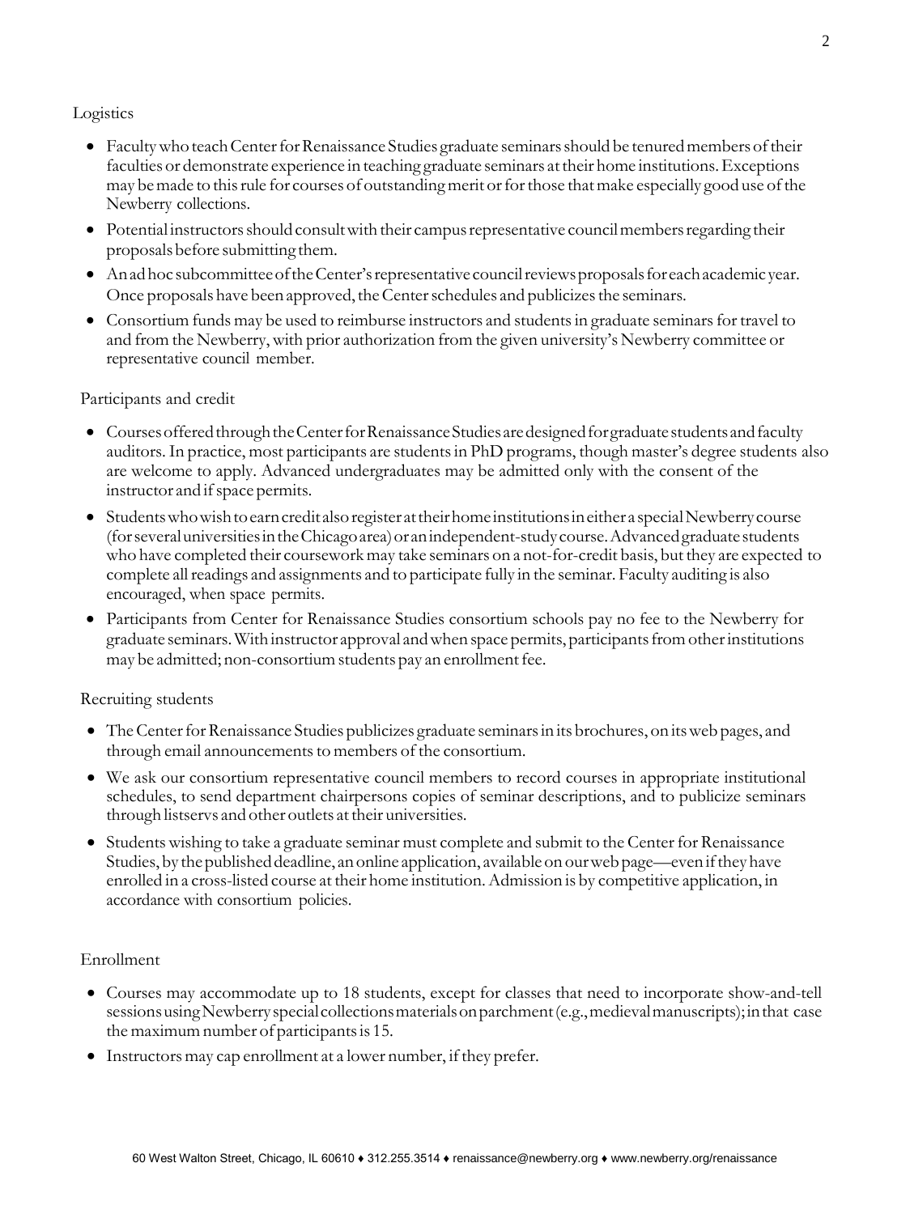## Logistics

- Faculty who teach Center for Renaissance Studies graduate seminars should be tenured members of their faculties or demonstrate experience in teaching graduate seminars at their home institutions. Exceptions may be made to this rule for courses of outstanding merit or for those that make especially good use of the Newberry collections.
- Potential instructors should consult with their campus representative council members regarding their proposals before submitting them.
- An ad hoc subcommittee of the Center's representative council reviews proposals for each academic year. Once proposals have been approved, the Center schedules and publicizes the seminars.
- Consortium funds may be used to reimburse instructors and students in graduate seminars for travel to and from the Newberry, with prior authorization from the given university's Newberry committee or representative council member.

## Participants and credit

- Courses offered through the Center for Renaissance Studies are designed for graduate students and faculty auditors. In practice, most participants are students in PhD programs, though master's degree students also are welcome to apply. Advanced undergraduates may be admitted only with the consent of the instructor and if space permits.
- Students who wish to earn credit also register at their home institutions in either a special Newberry course (for several universities in the Chicago area) or an independent-study course. Advanced graduate students who have completed their coursework may take seminars on a not-for-credit basis, but they are expected to complete all readings and assignments and to participate fully in the seminar. Faculty auditing is also encouraged, when space permits.
- Participants from Center for Renaissance Studies consortium schools pay no fee to the Newberry for graduate seminars. With instructor approval and when space permits, participants from other institutions may be admitted; non-consortium students pay an enrollment fee.

## Recruiting students

- The Center for Renaissance Studies publicizes graduate seminars in its brochures, on its web pages, and through email announcements to members of the consortium.
- We ask our consortium representative council members to record courses in appropriate institutional schedules, to send department chairpersons copies of seminar descriptions, and to publicize seminars through listservs and other outlets at their universities.
- Students wishing to take a graduate seminar must complete and submit to the Center for Renaissance Studies, by the published deadline, an online application, available on our web page—even if they have enrolled in a cross-listed course at their home institution. Admission is by competitive application, in accordance with consortium policies.

## Enrollment

- Courses may accommodate up to 18 students, except for classes that need to incorporate show-and-tell sessions using Newberry special collections materials on parchment (e.g., medieval manuscripts); in that case the maximum number of participants is 15.
- Instructors may cap enrollment at a lower number, if they prefer.

60 West Walton Street, Chicago, IL 60610 ♦ 312.255.3514 ♦ renaissance@newberry.org ♦ www.newberry.org/renaissance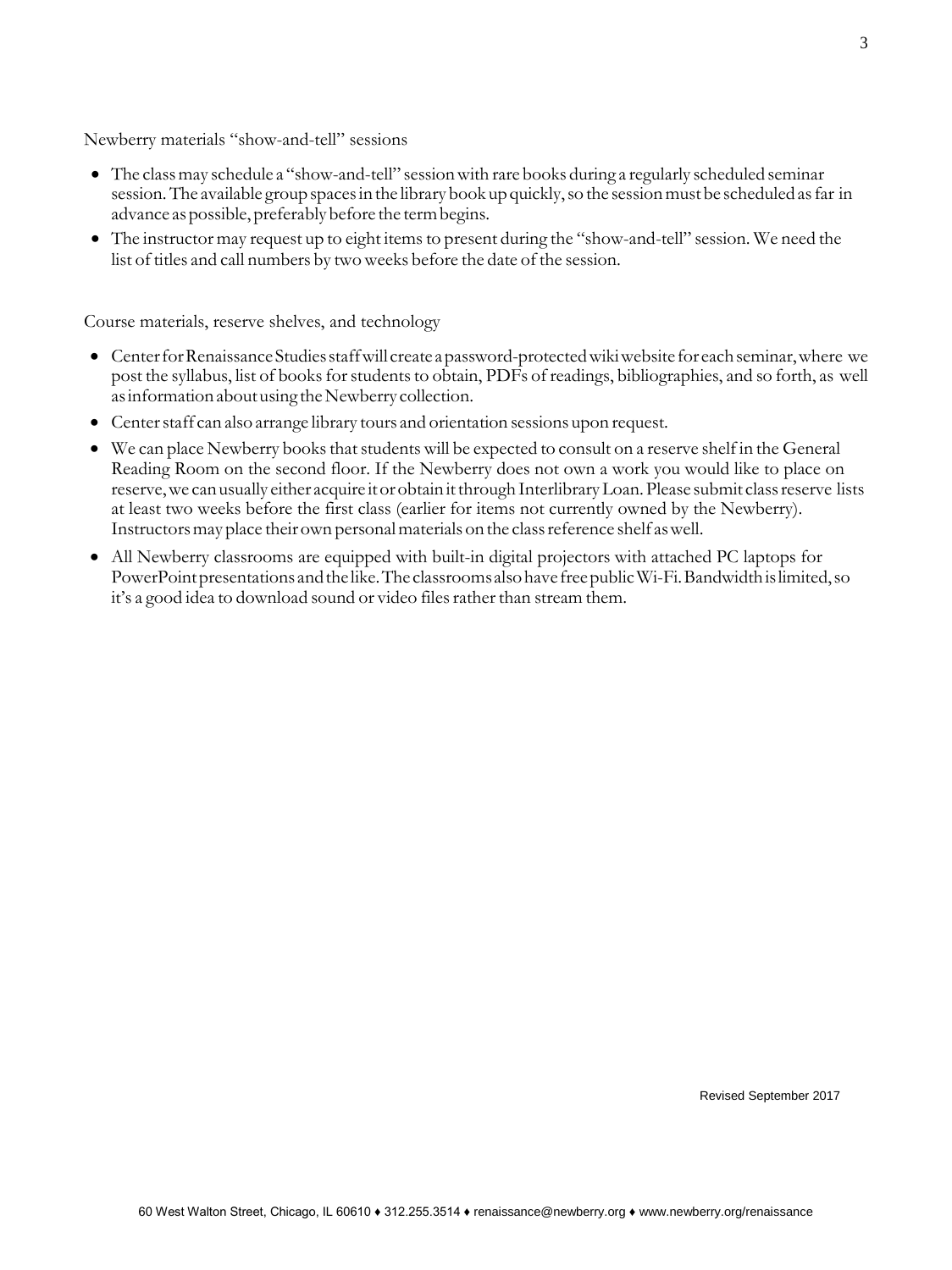Newberry materials "show-and-tell" sessions

- The class may schedule a "show-and-tell" session with rare books during a regularly scheduled seminar session. The available group spaces in the library book up quickly, so the session must be scheduled as far in advance as possible, preferably before the term begins.
- The instructor may request up to eight items to present during the "show-and-tell" session. We need the list of titles and call numbers by two weeks before the date of the session.

Course materials, reserve shelves, and technology

- Center for Renaissance Studies staff will create a password-protected wiki website for each seminar, where we post the syllabus, list of books for students to obtain, PDFs of readings, bibliographies, and so forth, as well as information about using the Newberry collection.
- Center staff can also arrange library tours and orientation sessions upon request.
- We can place Newberry books that students will be expected to consult on a reserve shelf in the General Reading Room on the second floor. If the Newberry does not own a work you would like to place on reserve, we can usually either acquire it or obtain it through Interlibrary Loan. Please submit class reserve lists at least two weeks before the first class (earlier for items not currently owned by the Newberry). Instructors may place their own personal materials on the class reference shelf as well.
- All Newberry classrooms are equipped with built-in digital projectors with attached PC laptops for PowerPoint presentations and the like. The classrooms also have free public Wi-Fi. Bandwidth is limited, so it's a good idea to download sound or video files rather than stream them.

Revised September 2017